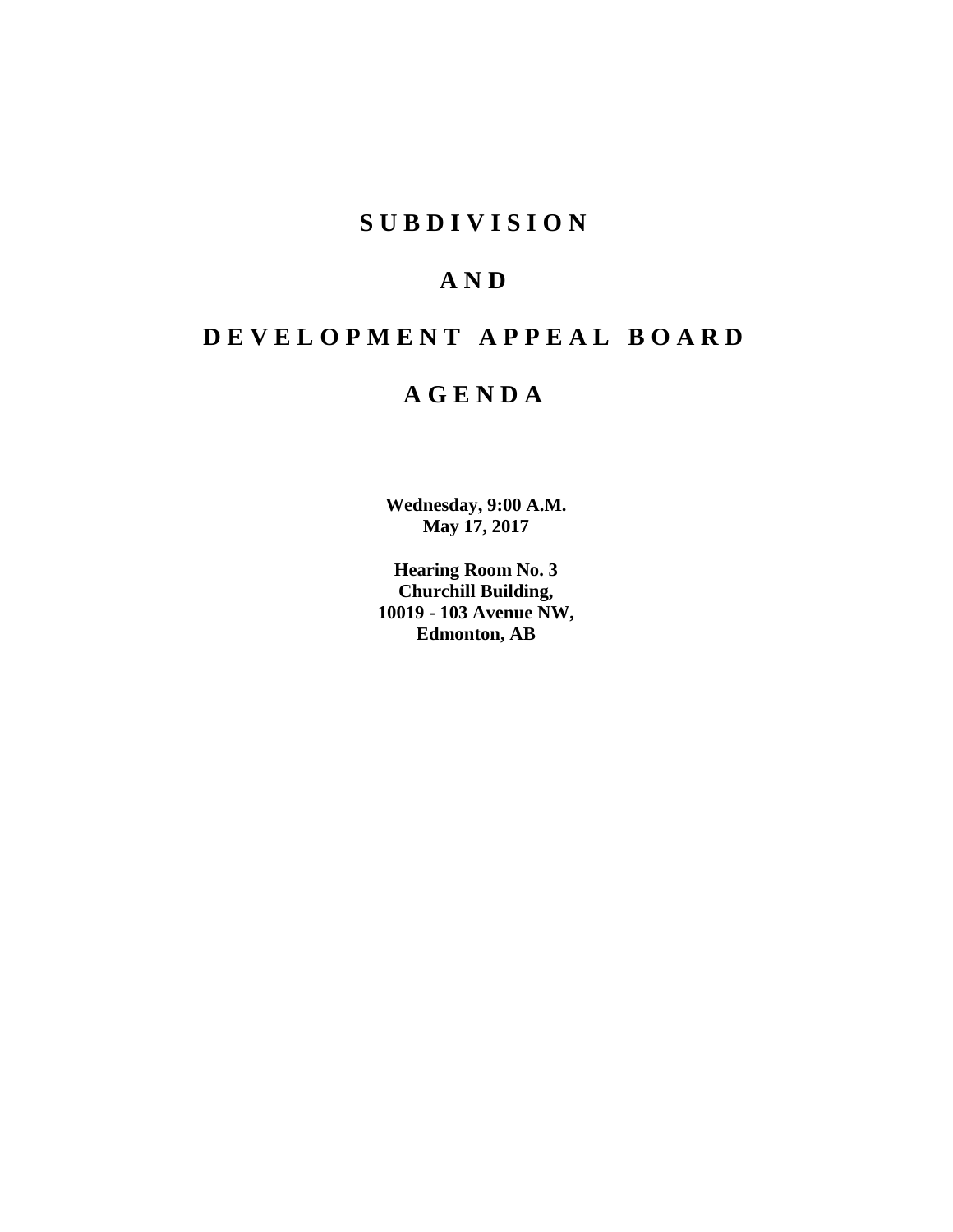# SUBDIVISION

# AND

# DEVELOPMENT APPEAL BOARD

# AGENDA

**Wednesday, 9:00 A.M.**
**May 17, 2017**

**Hearing Room No. 3**
**Churchill Building,**
**10019 - 103 Avenue NW,**
**Edmonton, AB**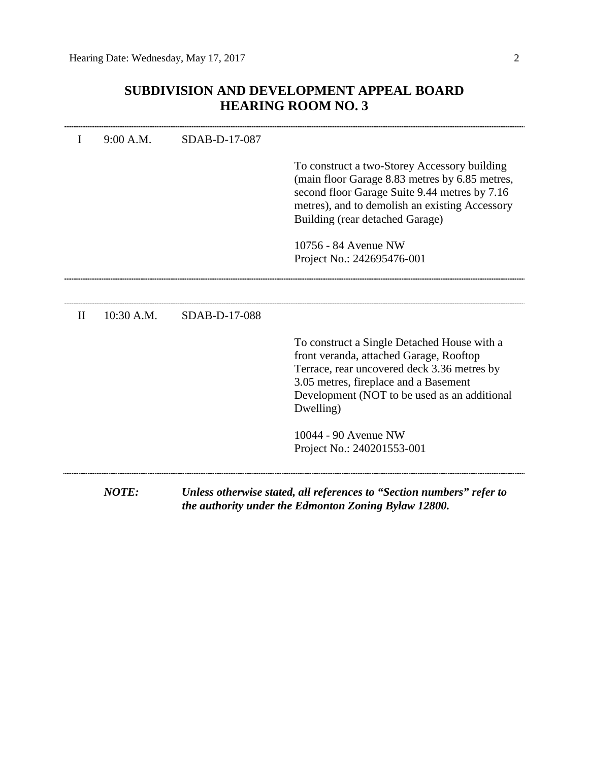# SUBDIVISION AND DEVELOPMENT APPEAL BOARD
## HEARING ROOM NO. 3

---

I 9:00 A.M. SDAB-D-17-087

To construct a two-Storey Accessory building (main floor Garage 8.83 metres by 6.85 metres, second floor Garage Suite 9.44 metres by 7.16 metres), and to demolish an existing Accessory Building (rear detached Garage)

10756 - 84 Avenue NW
Project No.: 242695476-001

---

---

II 10:30 A.M. SDAB-D-17-088

To construct a Single Detached House with a front veranda, attached Garage, Rooftop Terrace, rear uncovered deck 3.36 metres by 3.05 metres, fireplace and a Basement Development (NOT to be used as an additional Dwelling)

10044 - 90 Avenue NW
Project No.: 240201553-001

---

***NOTE:*** ***Unless otherwise stated, all references to "Section numbers" refer to the authority under the Edmonton Zoning Bylaw 12800.***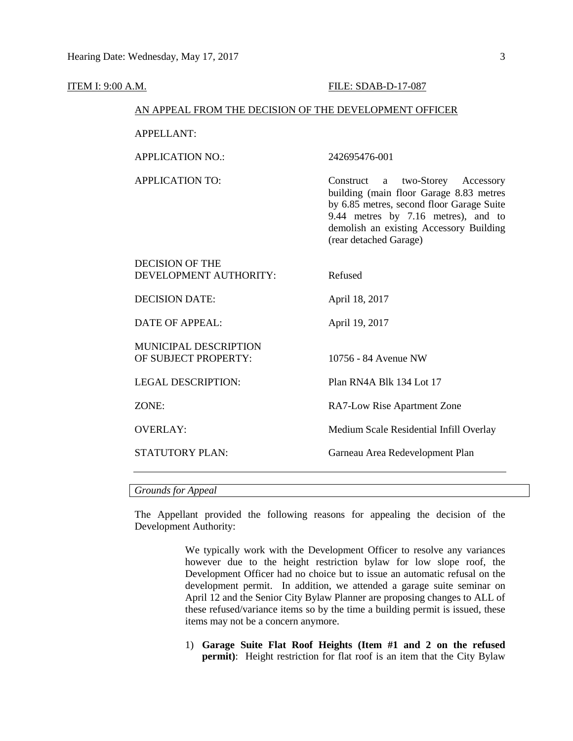ITEM I: 9:00 A.M. FILE: SDAB-D-17-087

AN APPEAL FROM THE DECISION OF THE DEVELOPMENT OFFICER

| | |
|---|---|
| APPELLANT: | |
| APPLICATION NO.: | 242695476-001 |
| APPLICATION TO: | Construct a two-Storey Accessory building (main floor Garage 8.83 metres by 6.85 metres, second floor Garage Suite 9.44 metres by 7.16 metres), and to demolish an existing Accessory Building (rear detached Garage) |
| DECISION OF THE DEVELOPMENT AUTHORITY: | Refused |
| DECISION DATE: | April 18, 2017 |
| DATE OF APPEAL: | April 19, 2017 |
| MUNICIPAL DESCRIPTION OF SUBJECT PROPERTY: | 10756 - 84 Avenue NW |
| LEGAL DESCRIPTION: | Plan RN4A Blk 134 Lot 17 |
| ZONE: | RA7-Low Rise Apartment Zone |
| OVERLAY: | Medium Scale Residential Infill Overlay |
| STATUTORY PLAN: | Garneau Area Redevelopment Plan |

*Grounds for Appeal*

The Appellant provided the following reasons for appealing the decision of the Development Authority:

> We typically work with the Development Officer to resolve any variances however due to the height restriction bylaw for low slope roof, the Development Officer had no choice but to issue an automatic refusal on the development permit. In addition, we attended a garage suite seminar on April 12 and the Senior City Bylaw Planner are proposing changes to ALL of these refused/variance items so by the time a building permit is issued, these items may not be a concern anymore.
>
> 1) **Garage Suite Flat Roof Heights (Item #1 and 2 on the refused permit)**: Height restriction for flat roof is an item that the City Bylaw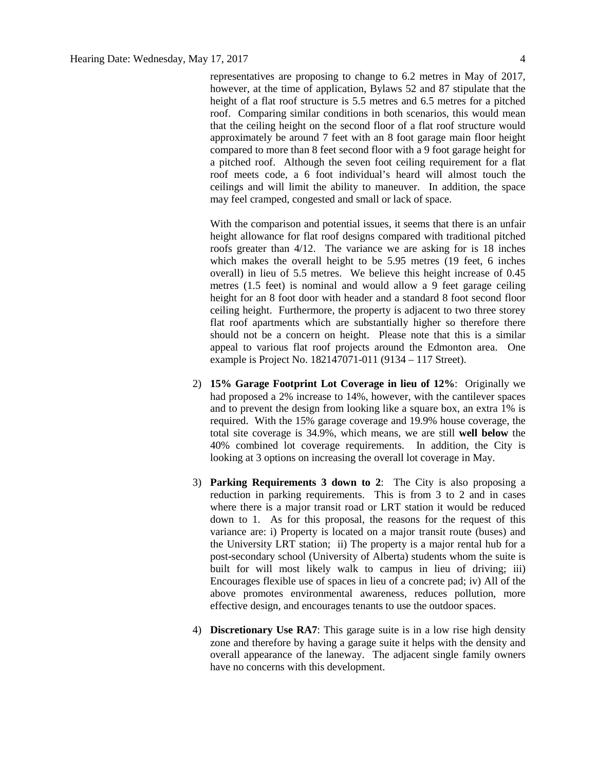representatives are proposing to change to 6.2 metres in May of 2017, however, at the time of application, Bylaws 52 and 87 stipulate that the height of a flat roof structure is 5.5 metres and 6.5 metres for a pitched roof. Comparing similar conditions in both scenarios, this would mean that the ceiling height on the second floor of a flat roof structure would approximately be around 7 feet with an 8 foot garage main floor height compared to more than 8 feet second floor with a 9 foot garage height for a pitched roof. Although the seven foot ceiling requirement for a flat roof meets code, a 6 foot individual's heard will almost touch the ceilings and will limit the ability to maneuver. In addition, the space may feel cramped, congested and small or lack of space.

With the comparison and potential issues, it seems that there is an unfair height allowance for flat roof designs compared with traditional pitched roofs greater than 4/12. The variance we are asking for is 18 inches which makes the overall height to be 5.95 metres (19 feet, 6 inches overall) in lieu of 5.5 metres. We believe this height increase of 0.45 metres (1.5 feet) is nominal and would allow a 9 feet garage ceiling height for an 8 foot door with header and a standard 8 foot second floor ceiling height. Furthermore, the property is adjacent to two three storey flat roof apartments which are substantially higher so therefore there should not be a concern on height. Please note that this is a similar appeal to various flat roof projects around the Edmonton area. One example is Project No. 182147071-011 (9134 – 117 Street).

2) **15% Garage Footprint Lot Coverage in lieu of 12%**: Originally we had proposed a 2% increase to 14%, however, with the cantilever spaces and to prevent the design from looking like a square box, an extra 1% is required. With the 15% garage coverage and 19.9% house coverage, the total site coverage is 34.9%, which means, we are still **well below** the 40% combined lot coverage requirements. In addition, the City is looking at 3 options on increasing the overall lot coverage in May.

3) **Parking Requirements 3 down to 2**: The City is also proposing a reduction in parking requirements. This is from 3 to 2 and in cases where there is a major transit road or LRT station it would be reduced down to 1. As for this proposal, the reasons for the request of this variance are: i) Property is located on a major transit route (buses) and the University LRT station; ii) The property is a major rental hub for a post-secondary school (University of Alberta) students whom the suite is built for will most likely walk to campus in lieu of driving; iii) Encourages flexible use of spaces in lieu of a concrete pad; iv) All of the above promotes environmental awareness, reduces pollution, more effective design, and encourages tenants to use the outdoor spaces.

4) **Discretionary Use RA7**: This garage suite is in a low rise high density zone and therefore by having a garage suite it helps with the density and overall appearance of the laneway. The adjacent single family owners have no concerns with this development.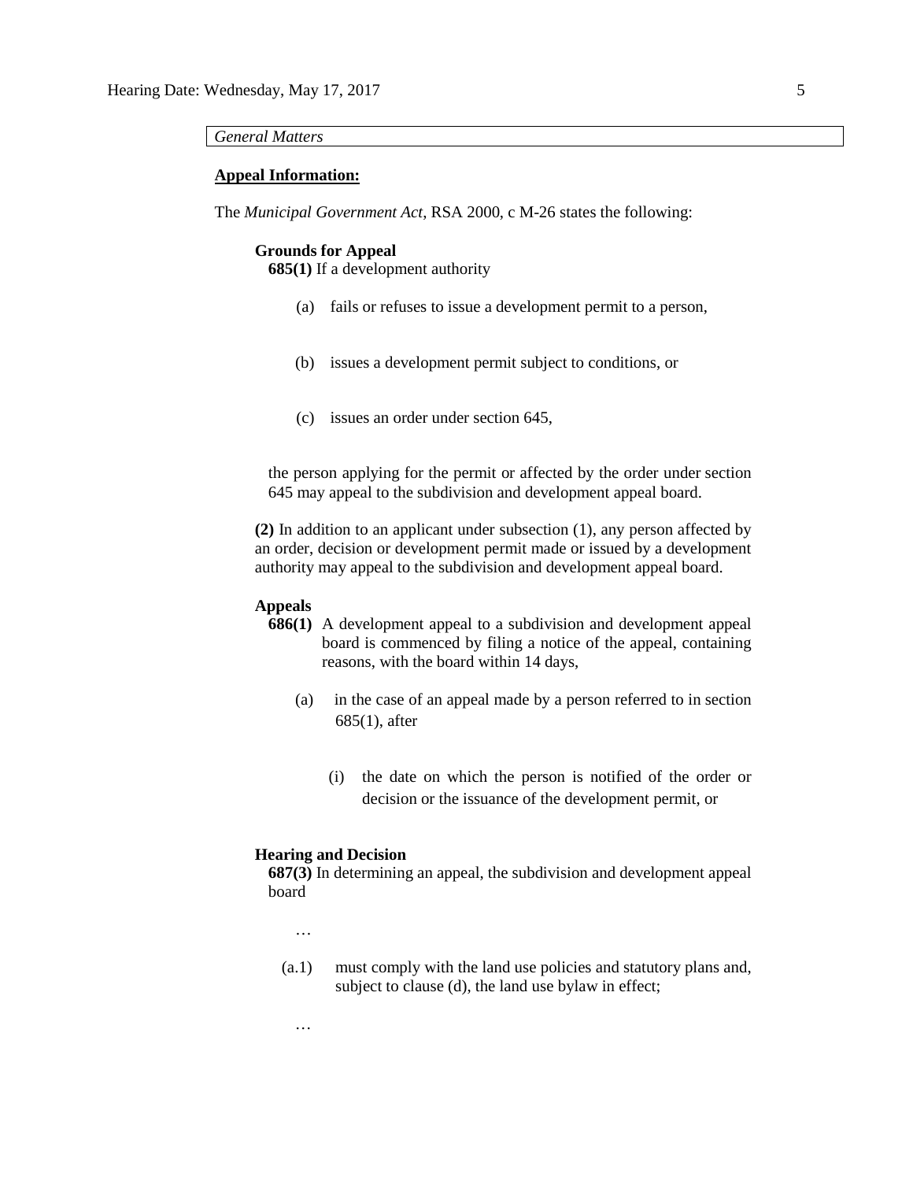*General Matters*

**Appeal Information:**

The *Municipal Government Act*, RSA 2000, c M-26 states the following:

**Grounds for Appeal**

**685(1)** If a development authority

(a) fails or refuses to issue a development permit to a person,

(b) issues a development permit subject to conditions, or

(c) issues an order under section 645,

the person applying for the permit or affected by the order under section 645 may appeal to the subdivision and development appeal board.

**(2)** In addition to an applicant under subsection (1), any person affected by an order, decision or development permit made or issued by a development authority may appeal to the subdivision and development appeal board.

**Appeals**

**686(1)** A development appeal to a subdivision and development appeal board is commenced by filing a notice of the appeal, containing reasons, with the board within 14 days,

(a) in the case of an appeal made by a person referred to in section 685(1), after

(i) the date on which the person is notified of the order or decision or the issuance of the development permit, or

**Hearing and Decision**

**687(3)** In determining an appeal, the subdivision and development appeal board

…

(a.1) must comply with the land use policies and statutory plans and, subject to clause (d), the land use bylaw in effect;

…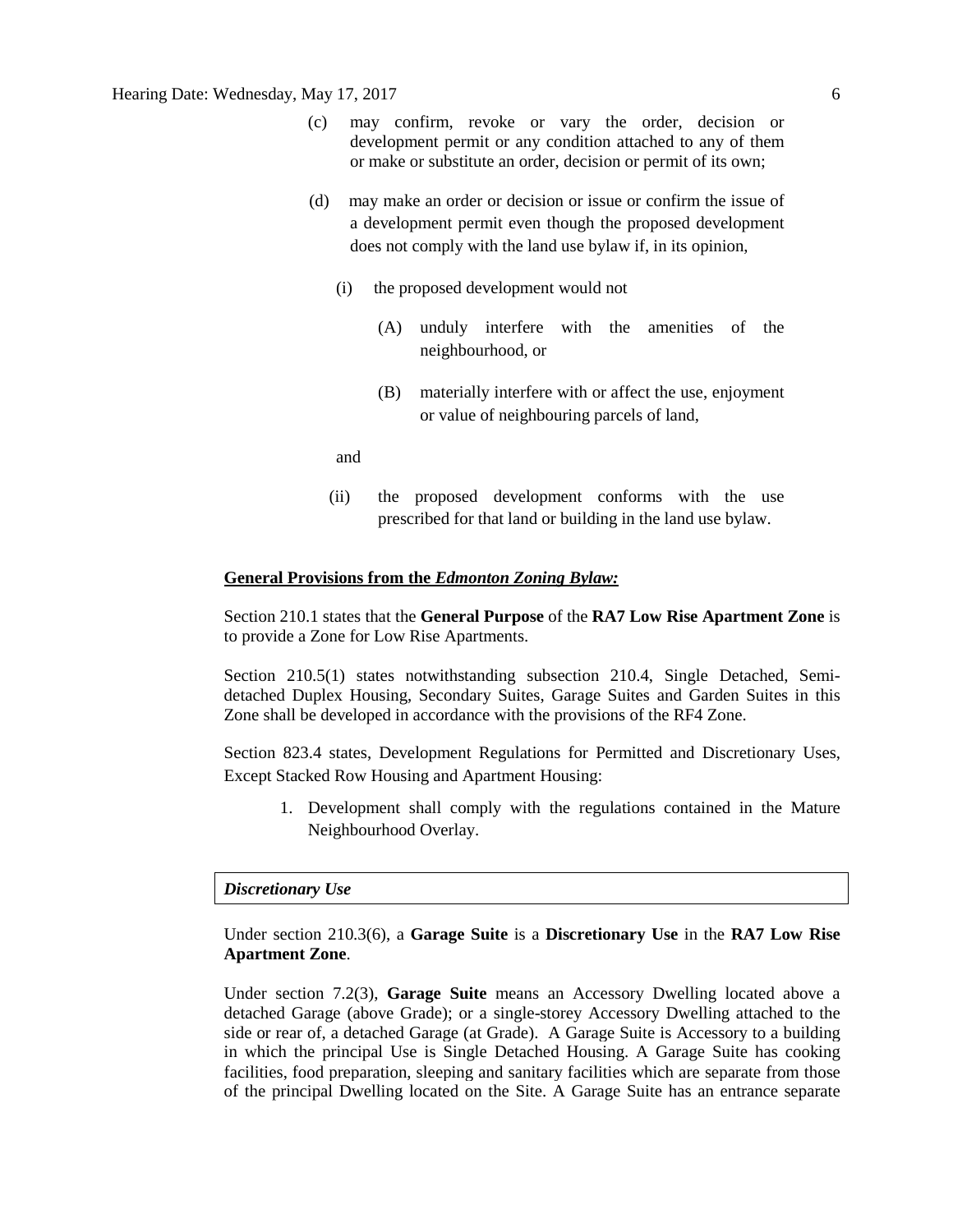(c) may confirm, revoke or vary the order, decision or development permit or any condition attached to any of them or make or substitute an order, decision or permit of its own;

(d) may make an order or decision or issue or confirm the issue of a development permit even though the proposed development does not comply with the land use bylaw if, in its opinion,

(i) the proposed development would not

(A) unduly interfere with the amenities of the neighbourhood, or

(B) materially interfere with or affect the use, enjoyment or value of neighbouring parcels of land,

and

(ii) the proposed development conforms with the use prescribed for that land or building in the land use bylaw.

**General Provisions from the *Edmonton Zoning Bylaw:***

Section 210.1 states that the **General Purpose** of the **RA7 Low Rise Apartment Zone** is to provide a Zone for Low Rise Apartments.

Section 210.5(1) states notwithstanding subsection 210.4, Single Detached, Semi-detached Duplex Housing, Secondary Suites, Garage Suites and Garden Suites in this Zone shall be developed in accordance with the provisions of the RF4 Zone.

Section 823.4 states, Development Regulations for Permitted and Discretionary Uses, Except Stacked Row Housing and Apartment Housing:

1. Development shall comply with the regulations contained in the Mature Neighbourhood Overlay.

***Discretionary Use***

Under section 210.3(6), a **Garage Suite** is a **Discretionary Use** in the **RA7 Low Rise Apartment Zone**.

Under section 7.2(3), **Garage Suite** means an Accessory Dwelling located above a detached Garage (above Grade); or a single-storey Accessory Dwelling attached to the side or rear of, a detached Garage (at Grade). A Garage Suite is Accessory to a building in which the principal Use is Single Detached Housing. A Garage Suite has cooking facilities, food preparation, sleeping and sanitary facilities which are separate from those of the principal Dwelling located on the Site. A Garage Suite has an entrance separate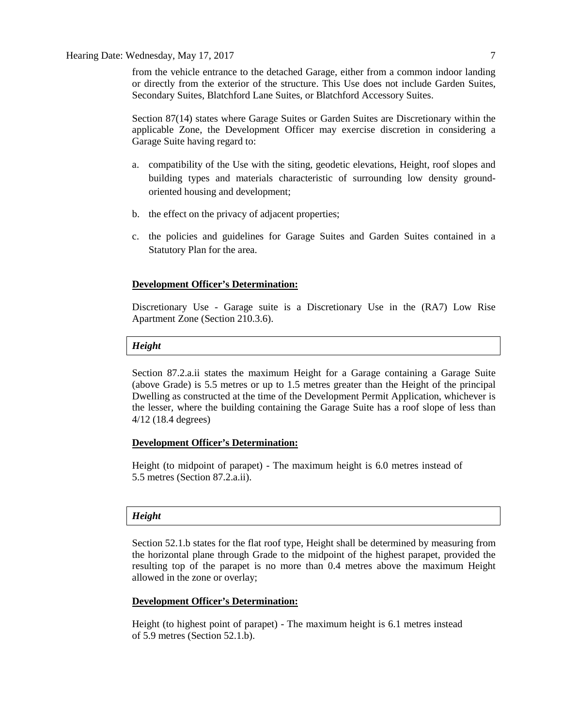from the vehicle entrance to the detached Garage, either from a common indoor landing or directly from the exterior of the structure. This Use does not include Garden Suites, Secondary Suites, Blatchford Lane Suites, or Blatchford Accessory Suites.

Section 87(14) states where Garage Suites or Garden Suites are Discretionary within the applicable Zone, the Development Officer may exercise discretion in considering a Garage Suite having regard to:

a. compatibility of the Use with the siting, geodetic elevations, Height, roof slopes and building types and materials characteristic of surrounding low density ground-oriented housing and development;

b. the effect on the privacy of adjacent properties;

c. the policies and guidelines for Garage Suites and Garden Suites contained in a Statutory Plan for the area.

**Development Officer's Determination:**

Discretionary Use - Garage suite is a Discretionary Use in the (RA7) Low Rise Apartment Zone (Section 210.3.6).

***Height***

Section 87.2.a.ii states the maximum Height for a Garage containing a Garage Suite (above Grade) is 5.5 metres or up to 1.5 metres greater than the Height of the principal Dwelling as constructed at the time of the Development Permit Application, whichever is the lesser, where the building containing the Garage Suite has a roof slope of less than 4/12 (18.4 degrees)

**Development Officer's Determination:**

Height (to midpoint of parapet) - The maximum height is 6.0 metres instead of 5.5 metres (Section 87.2.a.ii).

***Height***

Section 52.1.b states for the flat roof type, Height shall be determined by measuring from the horizontal plane through Grade to the midpoint of the highest parapet, provided the resulting top of the parapet is no more than 0.4 metres above the maximum Height allowed in the zone or overlay;

**Development Officer's Determination:**

Height (to highest point of parapet) - The maximum height is 6.1 metres instead of 5.9 metres (Section 52.1.b).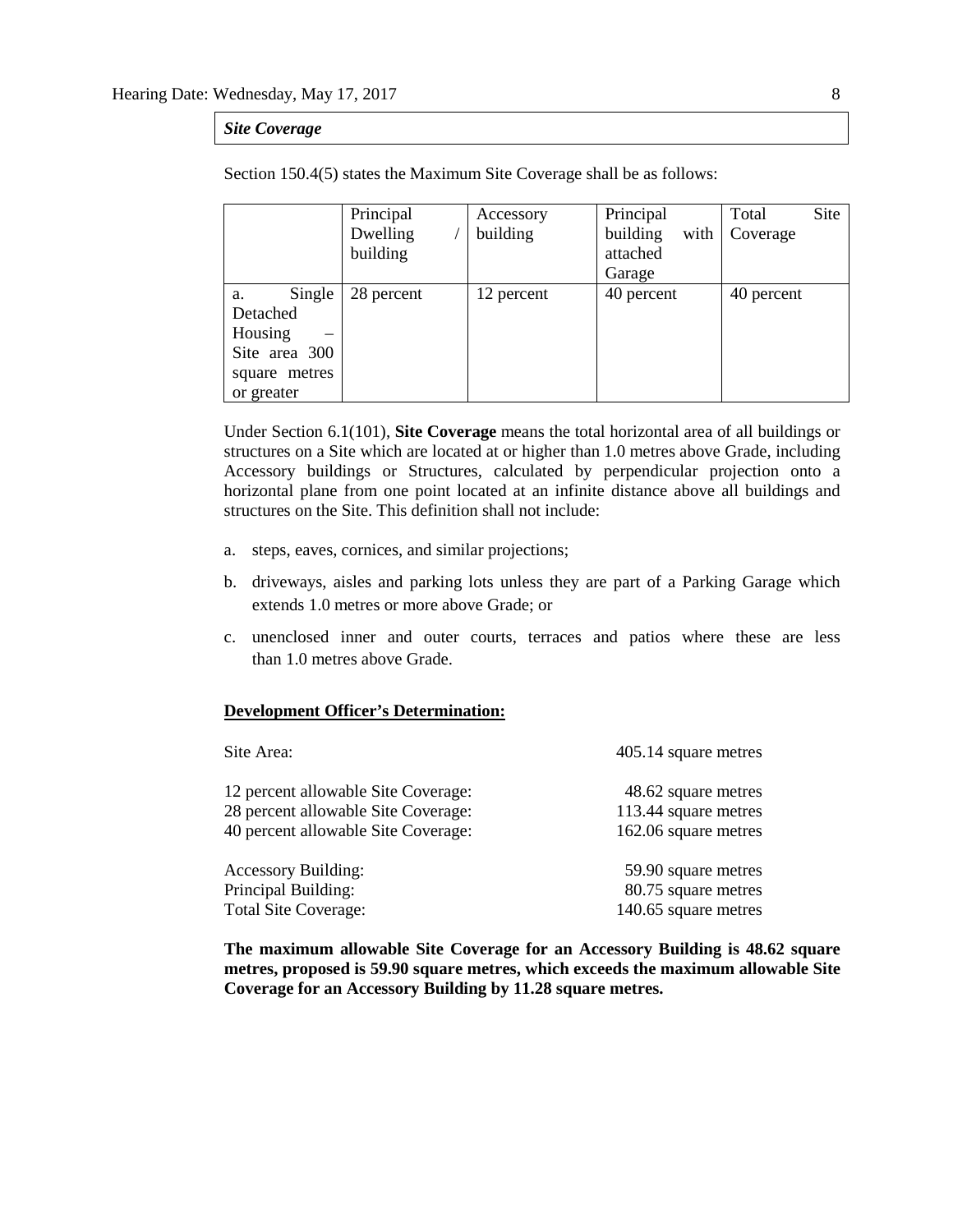***Site Coverage***

Section 150.4(5) states the Maximum Site Coverage shall be as follows:

| | Principal Dwelling / building | Accessory building | Principal building with attached Garage | Total Site Coverage |
|---|---|---|---|---|
| a. Single Detached Housing – Site area 300 square metres or greater | 28 percent | 12 percent | 40 percent | 40 percent |

Under Section 6.1(101), **Site Coverage** means the total horizontal area of all buildings or structures on a Site which are located at or higher than 1.0 metres above Grade, including Accessory buildings or Structures, calculated by perpendicular projection onto a horizontal plane from one point located at an infinite distance above all buildings and structures on the Site. This definition shall not include:

a. steps, eaves, cornices, and similar projections;

b. driveways, aisles and parking lots unless they are part of a Parking Garage which extends 1.0 metres or more above Grade; or

c. unenclosed inner and outer courts, terraces and patios where these are less than 1.0 metres above Grade.

**Development Officer's Determination:**

| | |
|---|---|
| Site Area: | 405.14 square metres |
| 12 percent allowable Site Coverage: | 48.62 square metres |
| 28 percent allowable Site Coverage: | 113.44 square metres |
| 40 percent allowable Site Coverage: | 162.06 square metres |
| Accessory Building: | 59.90 square metres |
| Principal Building: | 80.75 square metres |
| Total Site Coverage: | 140.65 square metres |

**The maximum allowable Site Coverage for an Accessory Building is 48.62 square metres, proposed is 59.90 square metres, which exceeds the maximum allowable Site Coverage for an Accessory Building by 11.28 square metres.**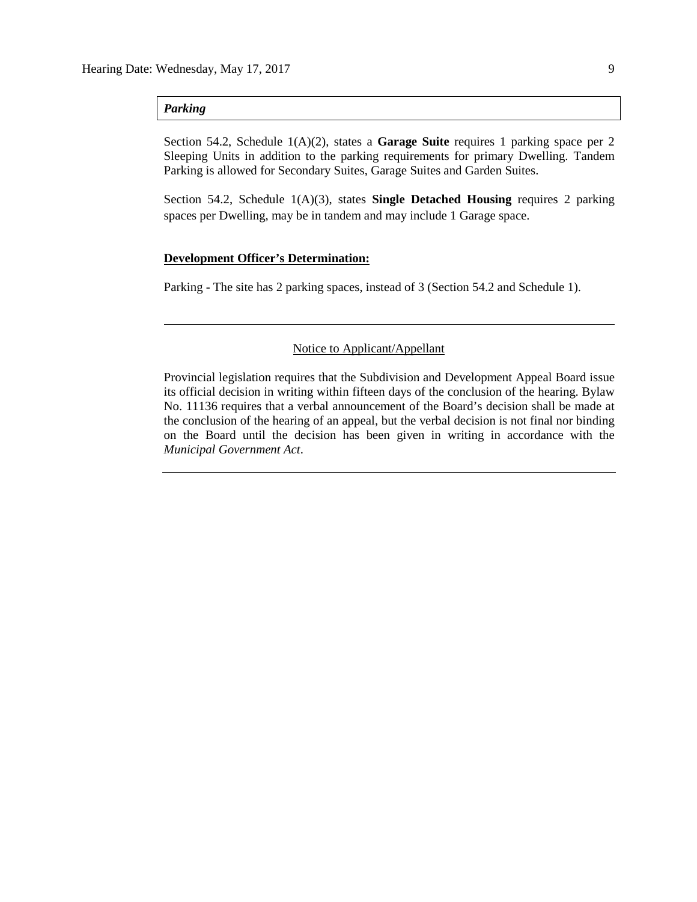***Parking***

Section 54.2, Schedule 1(A)(2), states a **Garage Suite** requires 1 parking space per 2 Sleeping Units in addition to the parking requirements for primary Dwelling. Tandem Parking is allowed for Secondary Suites, Garage Suites and Garden Suites.

Section 54.2, Schedule 1(A)(3), states **Single Detached Housing** requires 2 parking spaces per Dwelling, may be in tandem and may include 1 Garage space.

**Development Officer's Determination:**

Parking - The site has 2 parking spaces, instead of 3 (Section 54.2 and Schedule 1).

---

Notice to Applicant/Appellant

Provincial legislation requires that the Subdivision and Development Appeal Board issue its official decision in writing within fifteen days of the conclusion of the hearing. Bylaw No. 11136 requires that a verbal announcement of the Board's decision shall be made at the conclusion of the hearing of an appeal, but the verbal decision is not final nor binding on the Board until the decision has been given in writing in accordance with the *Municipal Government Act*.

---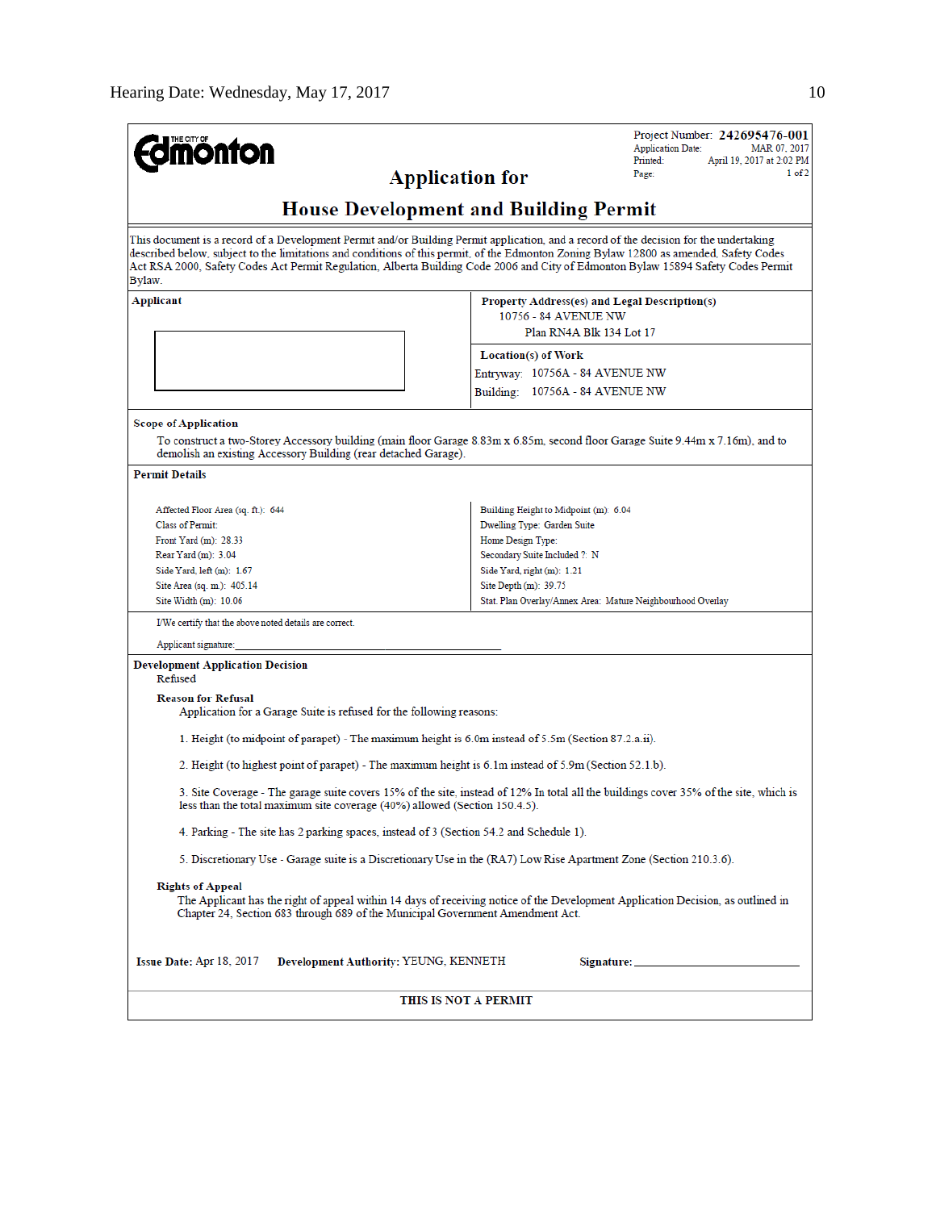Hearing Date: Wednesday, May 17, 2017

THE CITY OF **Edmonton**

Project Number: **242695476-001**
Application Date: MAR 07, 2017
Printed: April 19, 2017 at 2:02 PM
Page: 1 of 2

# Application for

# House Development and Building Permit

This document is a record of a Development Permit and/or Building Permit application, and a record of the decision for the undertaking described below, subject to the limitations and conditions of this permit, of the Edmonton Zoning Bylaw 12800 as amended, Safety Codes Act RSA 2000, Safety Codes Act Permit Regulation, Alberta Building Code 2006 and City of Edmonton Bylaw 15894 Safety Codes Permit Bylaw.

**Applicant**

**Property Address(es) and Legal Description(s)**
10756 - 84 AVENUE NW
Plan RN4A Blk 134 Lot 17

**Location(s) of Work**
Entryway: 10756A - 84 AVENUE NW
Building: 10756A - 84 AVENUE NW

**Scope of Application**

To construct a two-Storey Accessory building (main floor Garage 8.83m x 6.85m, second floor Garage Suite 9.44m x 7.16m), and to demolish an existing Accessory Building (rear detached Garage).

**Permit Details**

| | |
|---|---|
| Affected Floor Area (sq. ft.): 644 | Building Height to Midpoint (m): 6.04 |
| Class of Permit: | Dwelling Type: Garden Suite |
| Front Yard (m): 28.33 | Home Design Type: |
| Rear Yard (m): 3.04 | Secondary Suite Included ?: N |
| Side Yard, left (m): 1.67 | Side Yard, right (m): 1.21 |
| Site Area (sq. m.): 405.14 | Site Depth (m): 39.75 |
| Site Width (m): 10.06 | Stat. Plan Overlay/Annex Area: Mature Neighbourhood Overlay |

I/We certify that the above noted details are correct.

Applicant signature: ______________________________

**Development Application Decision**
Refused

**Reason for Refusal**
Application for a Garage Suite is refused for the following reasons:

1. Height (to midpoint of parapet) - The maximum height is 6.0m instead of 5.5m (Section 87.2.a.ii).

2. Height (to highest point of parapet) - The maximum height is 6.1m instead of 5.9m (Section 52.1.b).

3. Site Coverage - The garage suite covers 15% of the site, instead of 12% In total all the buildings cover 35% of the site, which is less than the total maximum site coverage (40%) allowed (Section 150.4.5).

4. Parking - The site has 2 parking spaces, instead of 3 (Section 54.2 and Schedule 1).

5. Discretionary Use - Garage suite is a Discretionary Use in the (RA7) Low Rise Apartment Zone (Section 210.3.6).

**Rights of Appeal**
The Applicant has the right of appeal within 14 days of receiving notice of the Development Application Decision, as outlined in Chapter 24, Section 683 through 689 of the Municipal Government Amendment Act.

**Issue Date:** Apr 18, 2017 **Development Authority:** YEUNG, KENNETH **Signature:** ______________________

**THIS IS NOT A PERMIT**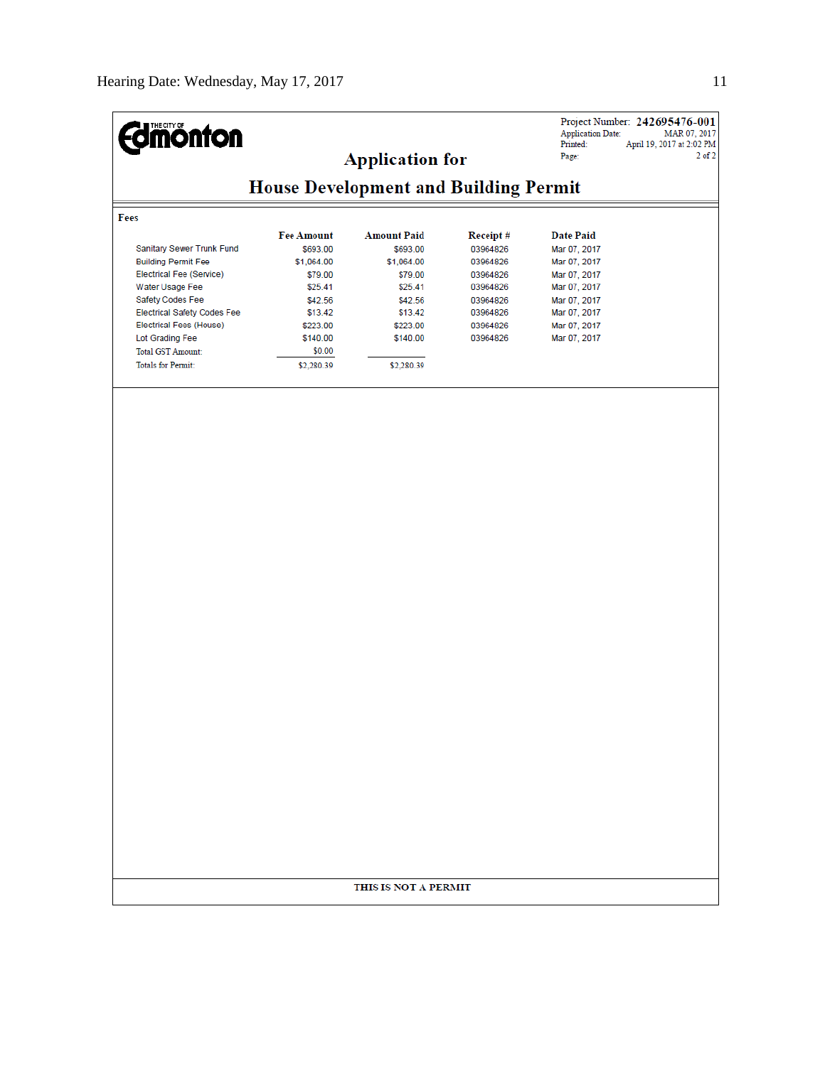THE CITY OF Edmonton

Project Number: **242695476-001**
Application Date: MAR 07, 2017
Printed: April 19, 2017 at 2:02 PM
Page: 2 of 2

## Application for

## House Development and Building Permit

**Fees**

| | Fee Amount | Amount Paid | Receipt # | Date Paid |
|---|---|---|---|---|
| Sanitary Sewer Trunk Fund | $693.00 | $693.00 | 03964826 | Mar 07, 2017 |
| Building Permit Fee | $1,064.00 | $1,064.00 | 03964826 | Mar 07, 2017 |
| Electrical Fee (Service) | $79.00 | $79.00 | 03964826 | Mar 07, 2017 |
| Water Usage Fee | $25.41 | $25.41 | 03964826 | Mar 07, 2017 |
| Safety Codes Fee | $42.56 | $42.56 | 03964826 | Mar 07, 2017 |
| Electrical Safety Codes Fee | $13.42 | $13.42 | 03964826 | Mar 07, 2017 |
| Electrical Fees (House) | $223.00 | $223.00 | 03964826 | Mar 07, 2017 |
| Lot Grading Fee | $140.00 | $140.00 | 03964826 | Mar 07, 2017 |
| Total GST Amount: | $0.00 | | | |
| Totals for Permit: | $2,280.39 | $2,280.39 | | |

**THIS IS NOT A PERMIT**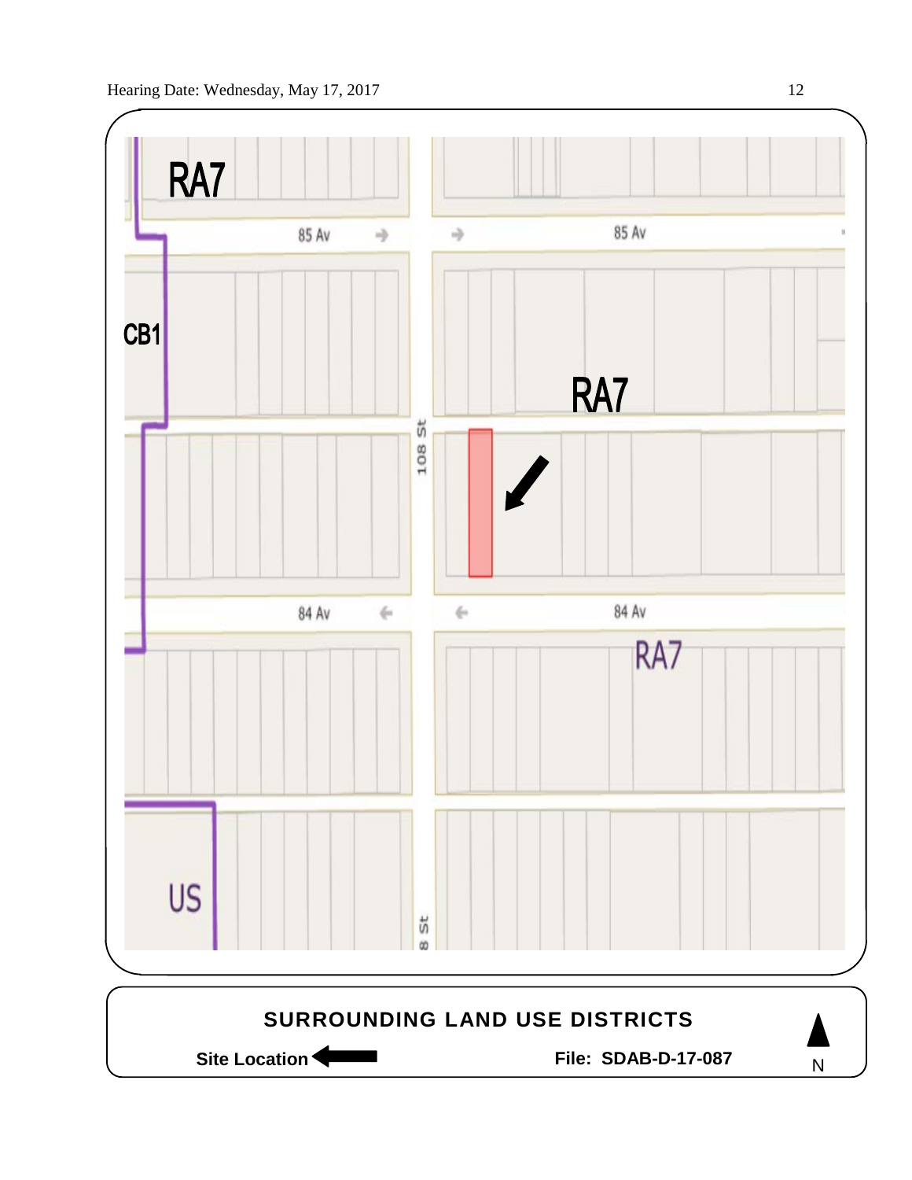RA7

85 Av

85 Av

CB1

RA7

108 St

84 Av

84 Av

RA7

US

8 St

**SURROUNDING LAND USE DISTRICTS**

**Site Location** ←

**File: SDAB-D-17-087**

N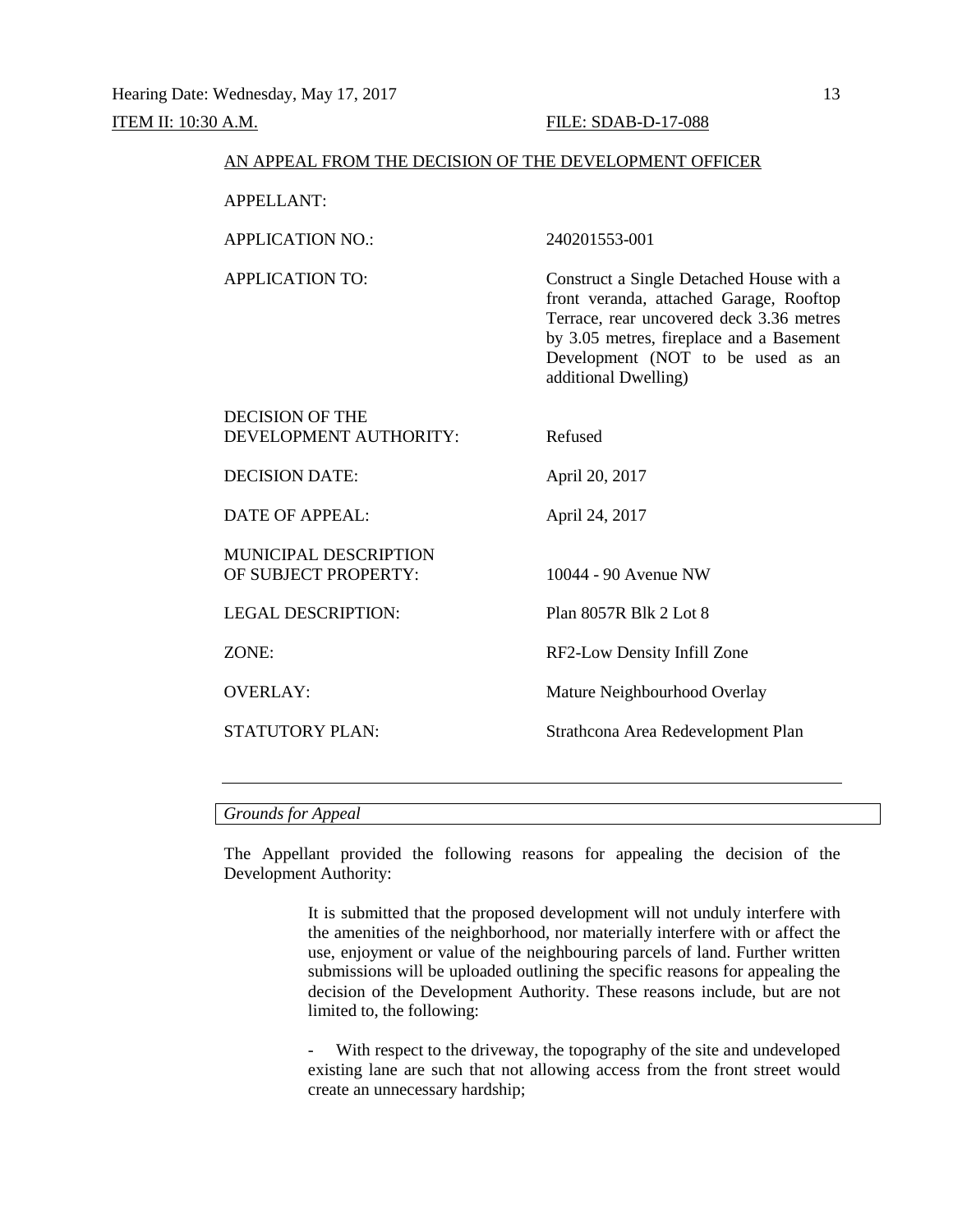ITEM II: 10:30 A.M. FILE: SDAB-D-17-088

AN APPEAL FROM THE DECISION OF THE DEVELOPMENT OFFICER

| | |
|---|---|
| APPELLANT: | |
| APPLICATION NO.: | 240201553-001 |
| APPLICATION TO: | Construct a Single Detached House with a front veranda, attached Garage, Rooftop Terrace, rear uncovered deck 3.36 metres by 3.05 metres, fireplace and a Basement Development (NOT to be used as an additional Dwelling) |
| DECISION OF THE DEVELOPMENT AUTHORITY: | Refused |
| DECISION DATE: | April 20, 2017 |
| DATE OF APPEAL: | April 24, 2017 |
| MUNICIPAL DESCRIPTION OF SUBJECT PROPERTY: | 10044 - 90 Avenue NW |
| LEGAL DESCRIPTION: | Plan 8057R Blk 2 Lot 8 |
| ZONE: | RF2-Low Density Infill Zone |
| OVERLAY: | Mature Neighbourhood Overlay |
| STATUTORY PLAN: | Strathcona Area Redevelopment Plan |

---

*Grounds for Appeal*

The Appellant provided the following reasons for appealing the decision of the Development Authority:

> It is submitted that the proposed development will not unduly interfere with the amenities of the neighborhood, nor materially interfere with or affect the use, enjoyment or value of the neighbouring parcels of land. Further written submissions will be uploaded outlining the specific reasons for appealing the decision of the Development Authority. These reasons include, but are not limited to, the following:
>
> - With respect to the driveway, the topography of the site and undeveloped existing lane are such that not allowing access from the front street would create an unnecessary hardship;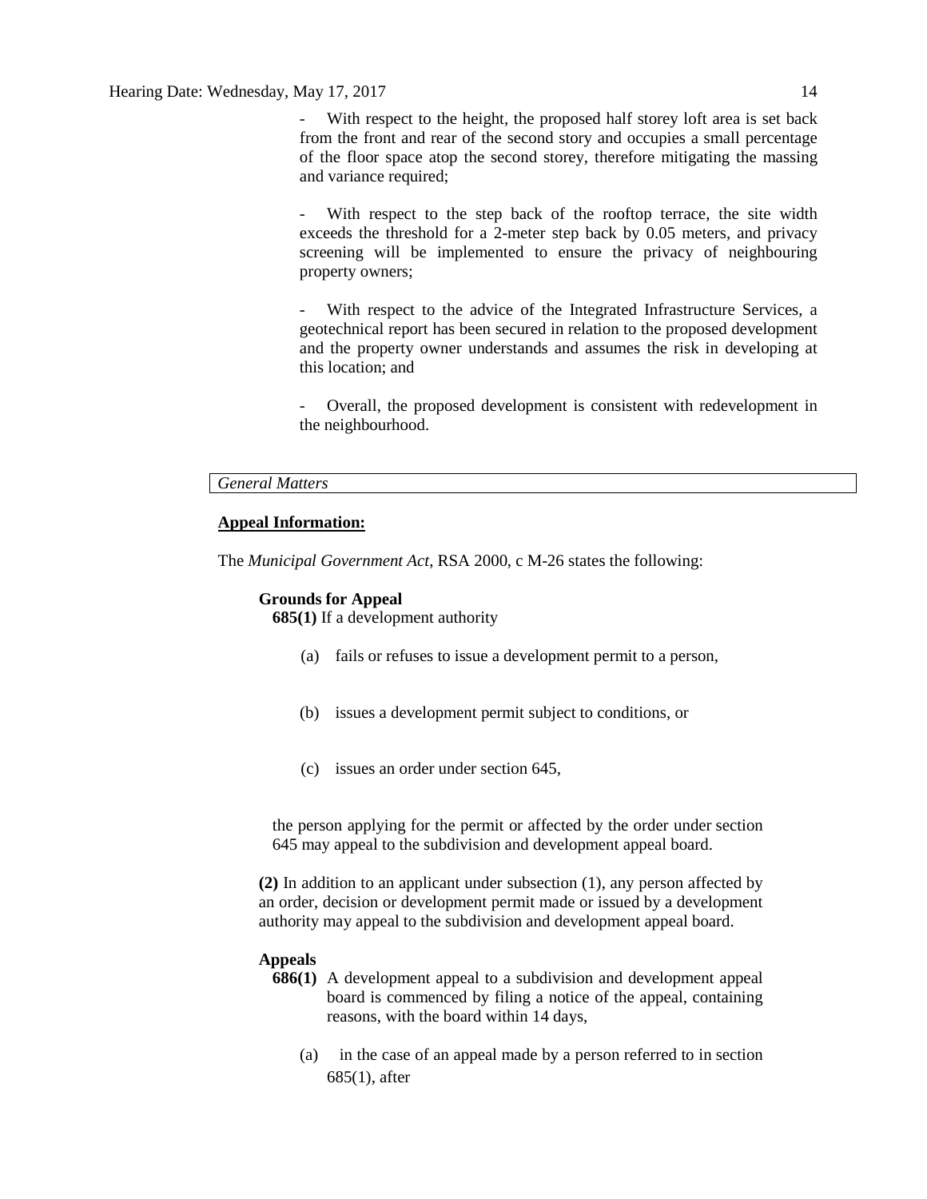- With respect to the height, the proposed half storey loft area is set back from the front and rear of the second story and occupies a small percentage of the floor space atop the second storey, therefore mitigating the massing and variance required;

- With respect to the step back of the rooftop terrace, the site width exceeds the threshold for a 2-meter step back by 0.05 meters, and privacy screening will be implemented to ensure the privacy of neighbouring property owners;

- With respect to the advice of the Integrated Infrastructure Services, a geotechnical report has been secured in relation to the proposed development and the property owner understands and assumes the risk in developing at this location; and

- Overall, the proposed development is consistent with redevelopment in the neighbourhood.

*General Matters*

**Appeal Information:**

The *Municipal Government Act*, RSA 2000, c M-26 states the following:

**Grounds for Appeal**

**685(1)** If a development authority

(a) fails or refuses to issue a development permit to a person,

(b) issues a development permit subject to conditions, or

(c) issues an order under section 645,

the person applying for the permit or affected by the order under section 645 may appeal to the subdivision and development appeal board.

**(2)** In addition to an applicant under subsection (1), any person affected by an order, decision or development permit made or issued by a development authority may appeal to the subdivision and development appeal board.

**Appeals**

**686(1)** A development appeal to a subdivision and development appeal board is commenced by filing a notice of the appeal, containing reasons, with the board within 14 days,

(a) in the case of an appeal made by a person referred to in section 685(1), after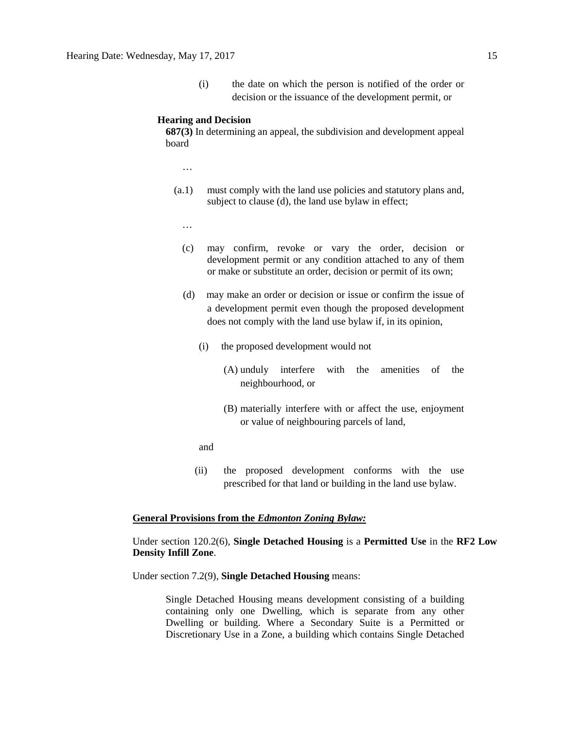(i) the date on which the person is notified of the order or decision or the issuance of the development permit, or

**Hearing and Decision**

**687(3)** In determining an appeal, the subdivision and development appeal board

…

(a.1) must comply with the land use policies and statutory plans and, subject to clause (d), the land use bylaw in effect;

…

(c) may confirm, revoke or vary the order, decision or development permit or any condition attached to any of them or make or substitute an order, decision or permit of its own;

(d) may make an order or decision or issue or confirm the issue of a development permit even though the proposed development does not comply with the land use bylaw if, in its opinion,

(i) the proposed development would not

(A) unduly interfere with the amenities of the neighbourhood, or

(B) materially interfere with or affect the use, enjoyment or value of neighbouring parcels of land,

and

(ii) the proposed development conforms with the use prescribed for that land or building in the land use bylaw.

**General Provisions from the *Edmonton Zoning Bylaw:***

Under section 120.2(6), **Single Detached Housing** is a **Permitted Use** in the **RF2 Low Density Infill Zone**.

Under section 7.2(9), **Single Detached Housing** means:

> Single Detached Housing means development consisting of a building containing only one Dwelling, which is separate from any other Dwelling or building. Where a Secondary Suite is a Permitted or Discretionary Use in a Zone, a building which contains Single Detached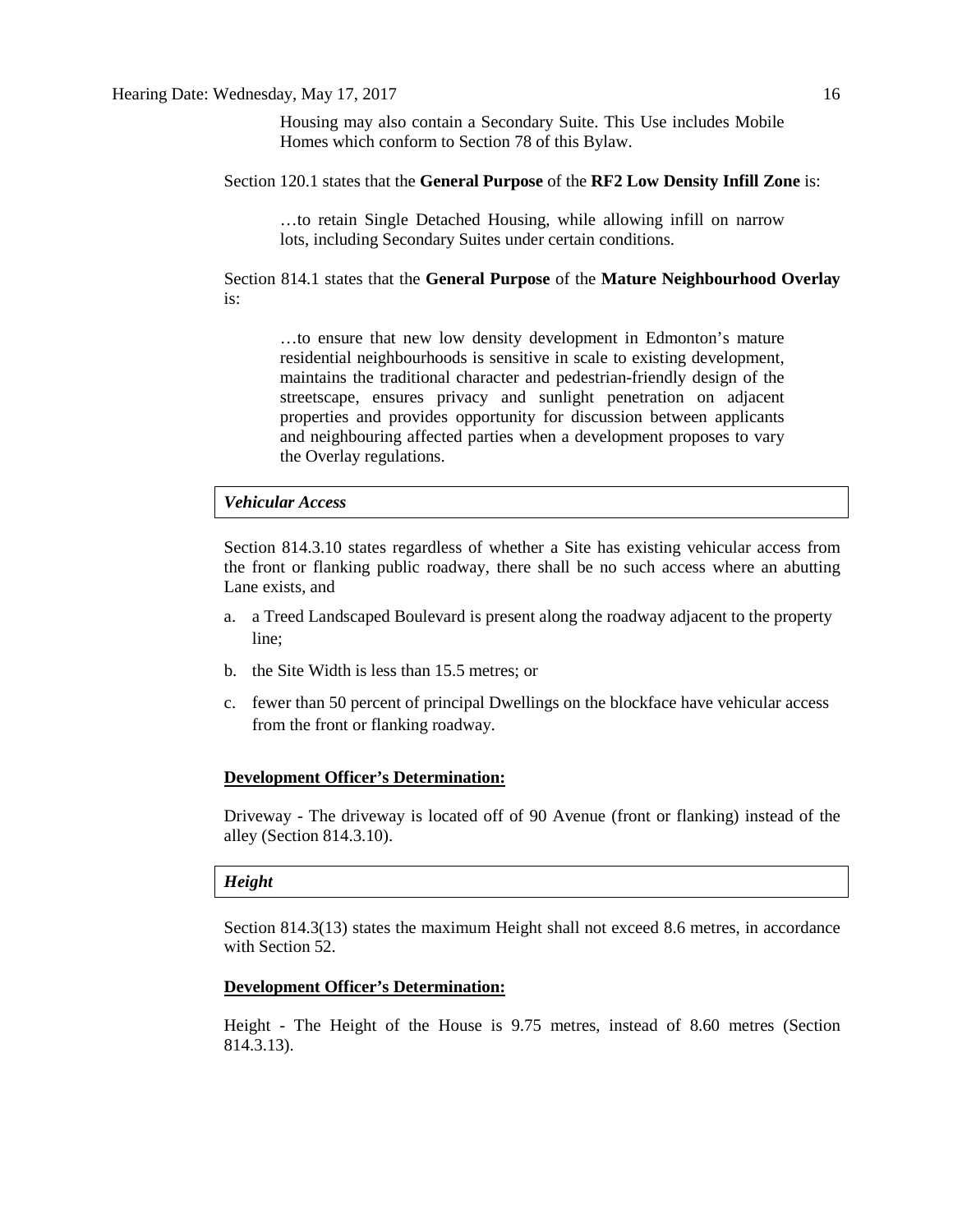> Housing may also contain a Secondary Suite. This Use includes Mobile Homes which conform to Section 78 of this Bylaw.

Section 120.1 states that the **General Purpose** of the **RF2 Low Density Infill Zone** is:

> …to retain Single Detached Housing, while allowing infill on narrow lots, including Secondary Suites under certain conditions.

Section 814.1 states that the **General Purpose** of the **Mature Neighbourhood Overlay** is:

> …to ensure that new low density development in Edmonton's mature residential neighbourhoods is sensitive in scale to existing development, maintains the traditional character and pedestrian-friendly design of the streetscape, ensures privacy and sunlight penetration on adjacent properties and provides opportunity for discussion between applicants and neighbouring affected parties when a development proposes to vary the Overlay regulations.

***Vehicular Access***

Section 814.3.10 states regardless of whether a Site has existing vehicular access from the front or flanking public roadway, there shall be no such access where an abutting Lane exists, and

a. a Treed Landscaped Boulevard is present along the roadway adjacent to the property line;

b. the Site Width is less than 15.5 metres; or

c. fewer than 50 percent of principal Dwellings on the blockface have vehicular access from the front or flanking roadway.

**Development Officer's Determination:**

Driveway - The driveway is located off of 90 Avenue (front or flanking) instead of the alley (Section 814.3.10).

***Height***

Section 814.3(13) states the maximum Height shall not exceed 8.6 metres, in accordance with Section 52.

**Development Officer's Determination:**

Height - The Height of the House is 9.75 metres, instead of 8.60 metres (Section 814.3.13).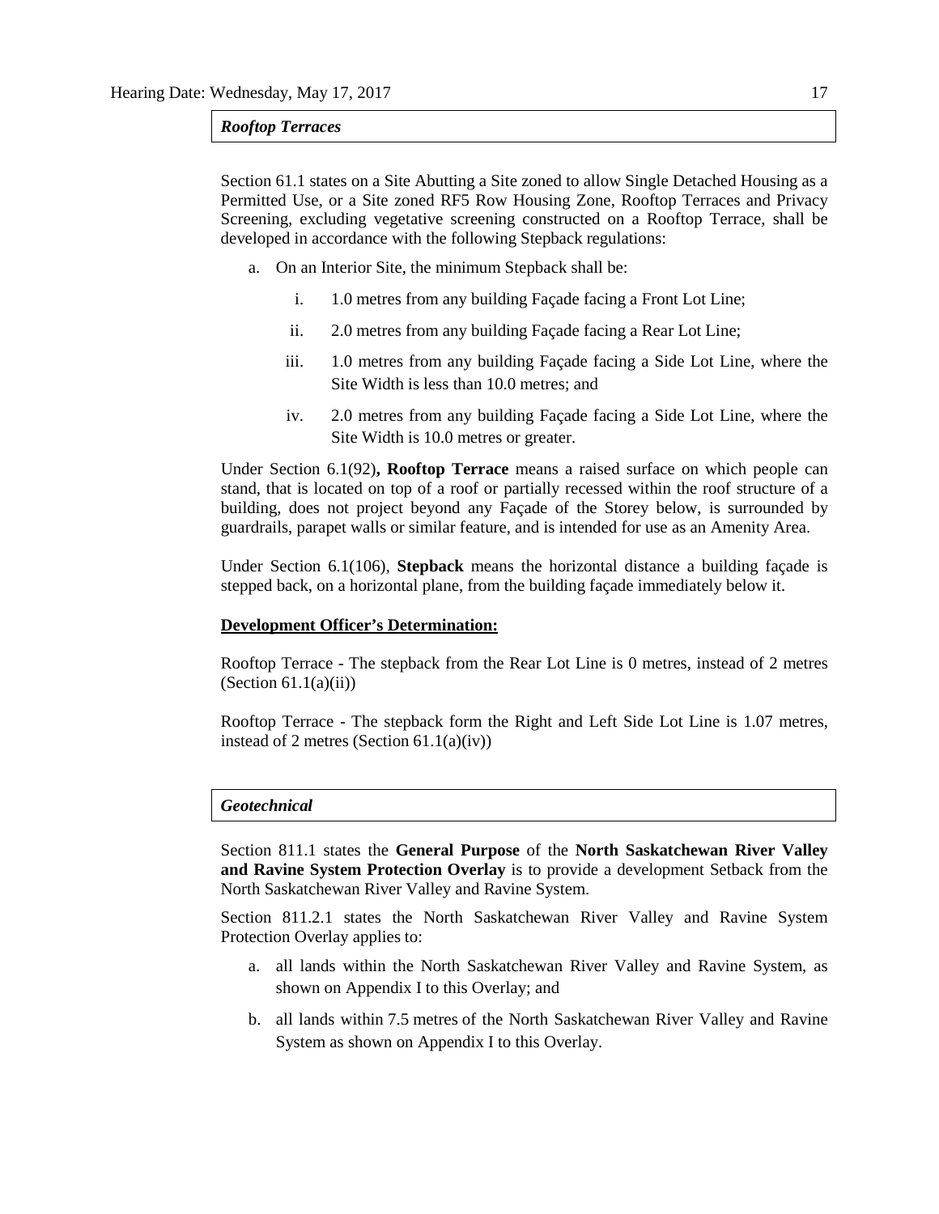***Rooftop Terraces***

Section 61.1 states on a Site Abutting a Site zoned to allow Single Detached Housing as a Permitted Use, or a Site zoned RF5 Row Housing Zone, Rooftop Terraces and Privacy Screening, excluding vegetative screening constructed on a Rooftop Terrace, shall be developed in accordance with the following Stepback regulations:

a. On an Interior Site, the minimum Stepback shall be:

   i. 1.0 metres from any building Façade facing a Front Lot Line;

   ii. 2.0 metres from any building Façade facing a Rear Lot Line;

   iii. 1.0 metres from any building Façade facing a Side Lot Line, where the Site Width is less than 10.0 metres; and

   iv. 2.0 metres from any building Façade facing a Side Lot Line, where the Site Width is 10.0 metres or greater.

Under Section 6.1(92)**, Rooftop Terrace** means a raised surface on which people can stand, that is located on top of a roof or partially recessed within the roof structure of a building, does not project beyond any Façade of the Storey below, is surrounded by guardrails, parapet walls or similar feature, and is intended for use as an Amenity Area.

Under Section 6.1(106), **Stepback** means the horizontal distance a building façade is stepped back, on a horizontal plane, from the building façade immediately below it.

**Development Officer's Determination:**

Rooftop Terrace - The stepback from the Rear Lot Line is 0 metres, instead of 2 metres (Section 61.1(a)(ii))

Rooftop Terrace - The stepback form the Right and Left Side Lot Line is 1.07 metres, instead of 2 metres (Section 61.1(a)(iv))

***Geotechnical***

Section 811.1 states the **General Purpose** of the **North Saskatchewan River Valley and Ravine System Protection Overlay** is to provide a development Setback from the North Saskatchewan River Valley and Ravine System.

Section 811.2.1 states the North Saskatchewan River Valley and Ravine System Protection Overlay applies to:

a. all lands within the North Saskatchewan River Valley and Ravine System, as shown on Appendix I to this Overlay; and

b. all lands within 7.5 metres of the North Saskatchewan River Valley and Ravine System as shown on Appendix I to this Overlay.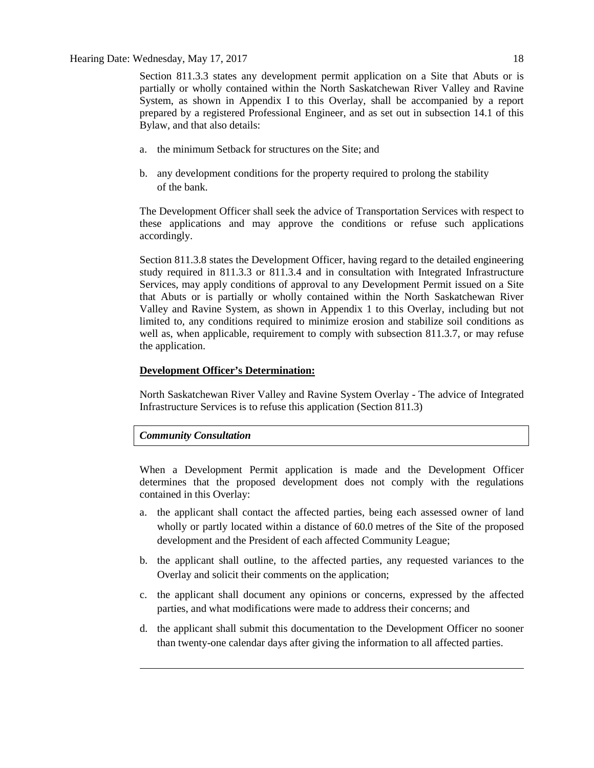Section 811.3.3 states any development permit application on a Site that Abuts or is partially or wholly contained within the North Saskatchewan River Valley and Ravine System, as shown in Appendix I to this Overlay, shall be accompanied by a report prepared by a registered Professional Engineer, and as set out in subsection 14.1 of this Bylaw, and that also details:

a. the minimum Setback for structures on the Site; and

b. any development conditions for the property required to prolong the stability of the bank.

The Development Officer shall seek the advice of Transportation Services with respect to these applications and may approve the conditions or refuse such applications accordingly.

Section 811.3.8 states the Development Officer, having regard to the detailed engineering study required in 811.3.3 or 811.3.4 and in consultation with Integrated Infrastructure Services, may apply conditions of approval to any Development Permit issued on a Site that Abuts or is partially or wholly contained within the North Saskatchewan River Valley and Ravine System, as shown in Appendix 1 to this Overlay, including but not limited to, any conditions required to minimize erosion and stabilize soil conditions as well as, when applicable, requirement to comply with subsection 811.3.7, or may refuse the application.

**Development Officer's Determination:**

North Saskatchewan River Valley and Ravine System Overlay - The advice of Integrated Infrastructure Services is to refuse this application (Section 811.3)

***Community Consultation***

When a Development Permit application is made and the Development Officer determines that the proposed development does not comply with the regulations contained in this Overlay:

a. the applicant shall contact the affected parties, being each assessed owner of land wholly or partly located within a distance of 60.0 metres of the Site of the proposed development and the President of each affected Community League;

b. the applicant shall outline, to the affected parties, any requested variances to the Overlay and solicit their comments on the application;

c. the applicant shall document any opinions or concerns, expressed by the affected parties, and what modifications were made to address their concerns; and

d. the applicant shall submit this documentation to the Development Officer no sooner than twenty-one calendar days after giving the information to all affected parties.

---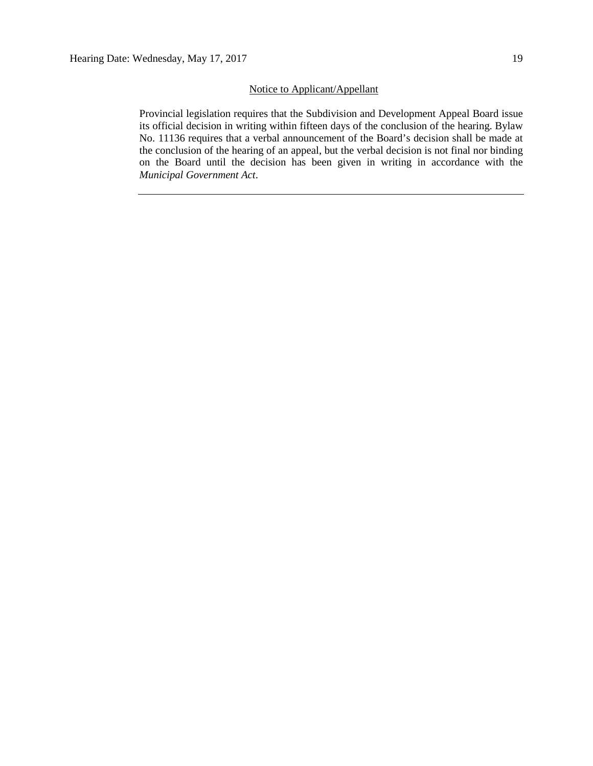Notice to Applicant/Appellant

Provincial legislation requires that the Subdivision and Development Appeal Board issue its official decision in writing within fifteen days of the conclusion of the hearing. Bylaw No. 11136 requires that a verbal announcement of the Board's decision shall be made at the conclusion of the hearing of an appeal, but the verbal decision is not final nor binding on the Board until the decision has been given in writing in accordance with the *Municipal Government Act*.

---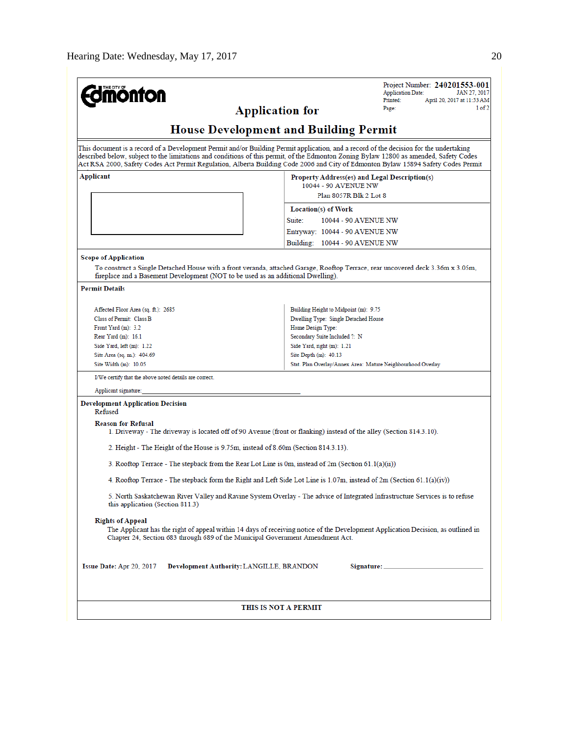Project Number: **240201553-001**
Application Date: JAN 27, 2017
Printed: April 20, 2017 at 11:53 AM
Page: 1 of 2

# Application for

# House Development and Building Permit

This document is a record of a Development Permit and/or Building Permit application, and a record of the decision for the undertaking described below, subject to the limitations and conditions of this permit, of the Edmonton Zoning Bylaw 12800 as amended, Safety Codes Act RSA 2000, Safety Codes Act Permit Regulation, Alberta Building Code 2006 and City of Edmonton Bylaw 15894 Safety Codes Permit

**Applicant**

**Property Address(es) and Legal Description(s)**
10044 - 90 AVENUE NW
Plan 8057R Blk 2 Lot 8

**Location(s) of Work**
Suite: 10044 - 90 AVENUE NW
Entryway: 10044 - 90 AVENUE NW
Building: 10044 - 90 AVENUE NW

**Scope of Application**

To construct a Single Detached House with a front veranda, attached Garage, Rooftop Terrace, rear uncovered deck 3.36m x 3.05m, fireplace and a Basement Development (NOT to be used as an additional Dwelling).

**Permit Details**

| | |
|---|---|
| Affected Floor Area (sq. ft.): 2685 | Building Height to Midpoint (m): 9.75 |
| Class of Permit: Class B | Dwelling Type: Single Detached House |
| Front Yard (m): 3.2 | Home Design Type: |
| Rear Yard (m): 16.1 | Secondary Suite Included ?: N |
| Side Yard, left (m): 1.22 | Side Yard, right (m): 1.21 |
| Site Area (sq. m.): 404.69 | Site Depth (m): 40.13 |
| Site Width (m): 10.05 | Stat. Plan Overlay/Annex Area: Mature Neighbourhood Overlay |

I/We certify that the above noted details are correct.

Applicant signature:

**Development Application Decision**
Refused

**Reason for Refusal**

1. Driveway - The driveway is located off of 90 Avenue (front or flanking) instead of the alley (Section 814.3.10).

2. Height - The Height of the House is 9.75m, instead of 8.60m (Section 814.3.13).

3. Rooftop Terrace - The stepback from the Rear Lot Line is 0m, instead of 2m (Section 61.1(a)(ii))

4. Rooftop Terrace - The stepback form the Right and Left Side Lot Line is 1.07m, instead of 2m (Section 61.1(a)(iv))

5. North Saskatchewan River Valley and Ravine System Overlay - The advice of Integrated Infrastructure Services is to refuse this application (Section 811.3)

**Rights of Appeal**

The Applicant has the right of appeal within 14 days of receiving notice of the Development Application Decision, as outlined in Chapter 24, Section 683 through 689 of the Municipal Government Amendment Act.

**Issue Date:** Apr 20, 2017 **Development Authority:** LANGILLE, BRANDON **Signature:**

**THIS IS NOT A PERMIT**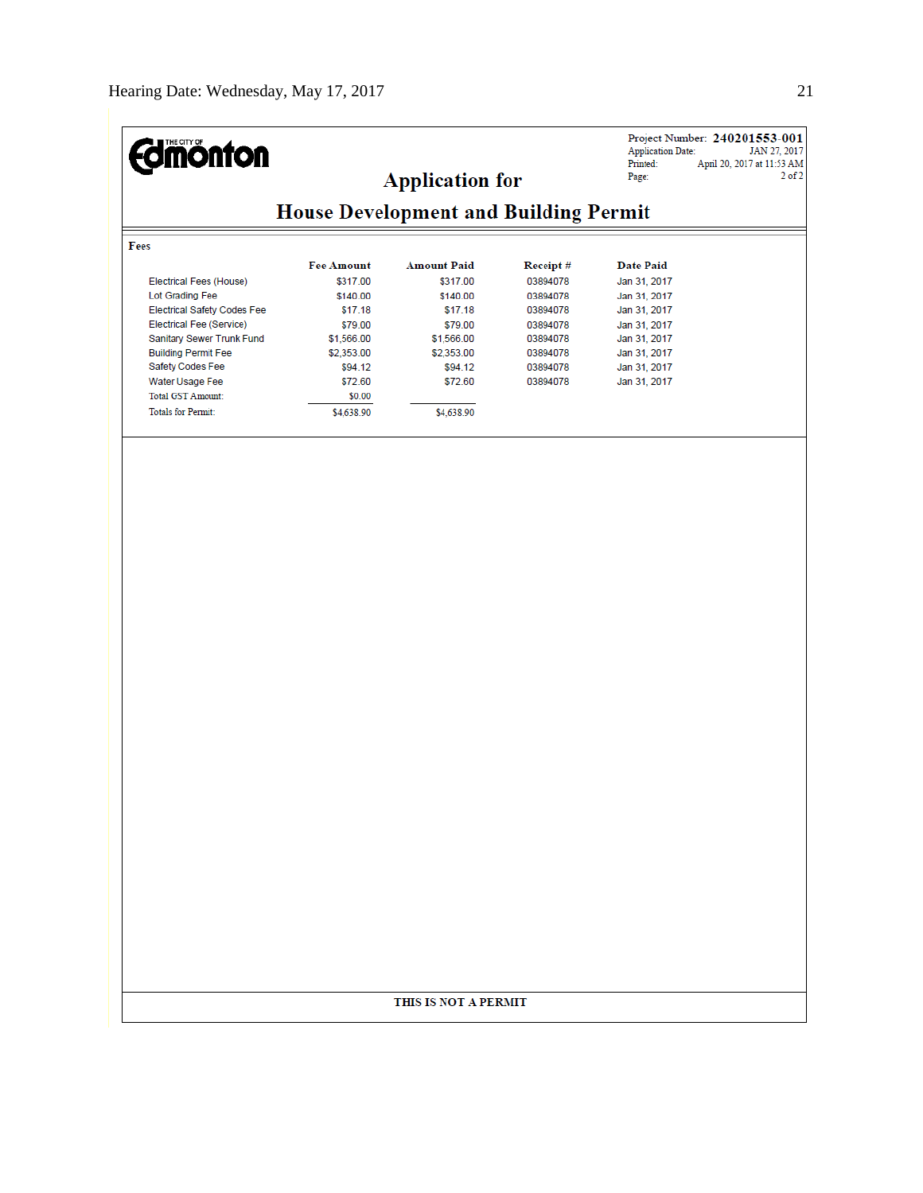**THE CITY OF Edmonton**

Project Number: **240201553-001**
Application Date: JAN 27, 2017
Printed: April 20, 2017 at 11:53 AM
Page: 2 of 2

## Application for

## House Development and Building Permit

**Fees**

| | Fee Amount | Amount Paid | Receipt # | Date Paid |
|---|---|---|---|---|
| Electrical Fees (House) | $317.00 | $317.00 | 03894078 | Jan 31, 2017 |
| Lot Grading Fee | $140.00 | $140.00 | 03894078 | Jan 31, 2017 |
| Electrical Safety Codes Fee | $17.18 | $17.18 | 03894078 | Jan 31, 2017 |
| Electrical Fee (Service) | $79.00 | $79.00 | 03894078 | Jan 31, 2017 |
| Sanitary Sewer Trunk Fund | $1,566.00 | $1,566.00 | 03894078 | Jan 31, 2017 |
| Building Permit Fee | $2,353.00 | $2,353.00 | 03894078 | Jan 31, 2017 |
| Safety Codes Fee | $94.12 | $94.12 | 03894078 | Jan 31, 2017 |
| Water Usage Fee | $72.60 | $72.60 | 03894078 | Jan 31, 2017 |
| Total GST Amount: | $0.00 | | | |
| Totals for Permit: | $4,638.90 | $4,638.90 | | |

**THIS IS NOT A PERMIT**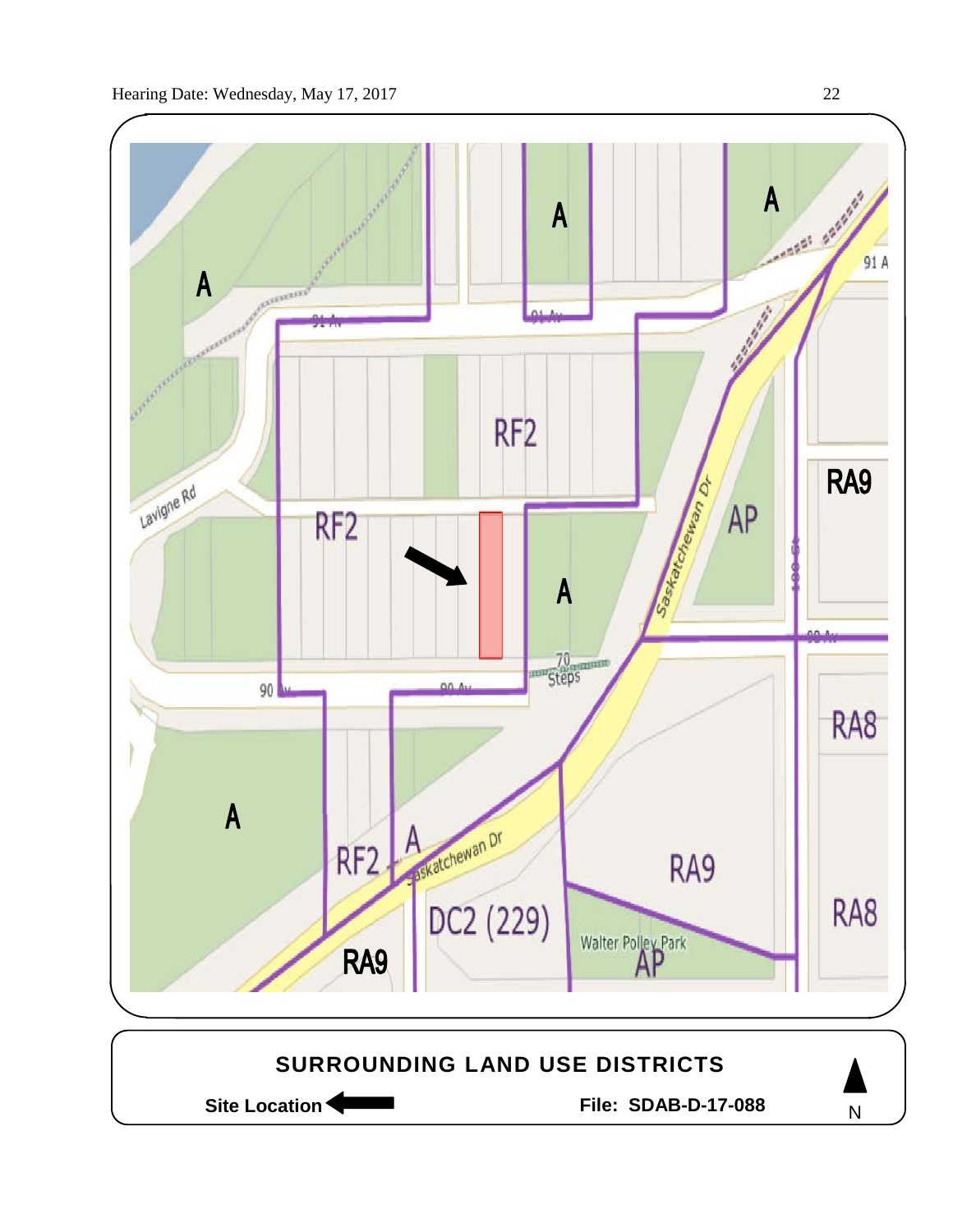A

A

A

91 Av

91 Av

91 A

Lavigne Rd

RF2

RF2

RA9

AP

Saskatchewan Dr

A

100 St

90 Av

70 Steps

90 Av

90 Av

RA8

A

RF2

A

Saskatchewan Dr

RA9

DC2 (229)

RA8

Walter Polley Park

AP

RA9

**SURROUNDING LAND USE DISTRICTS**

**Site Location** ←

**File: SDAB-D-17-088**

N